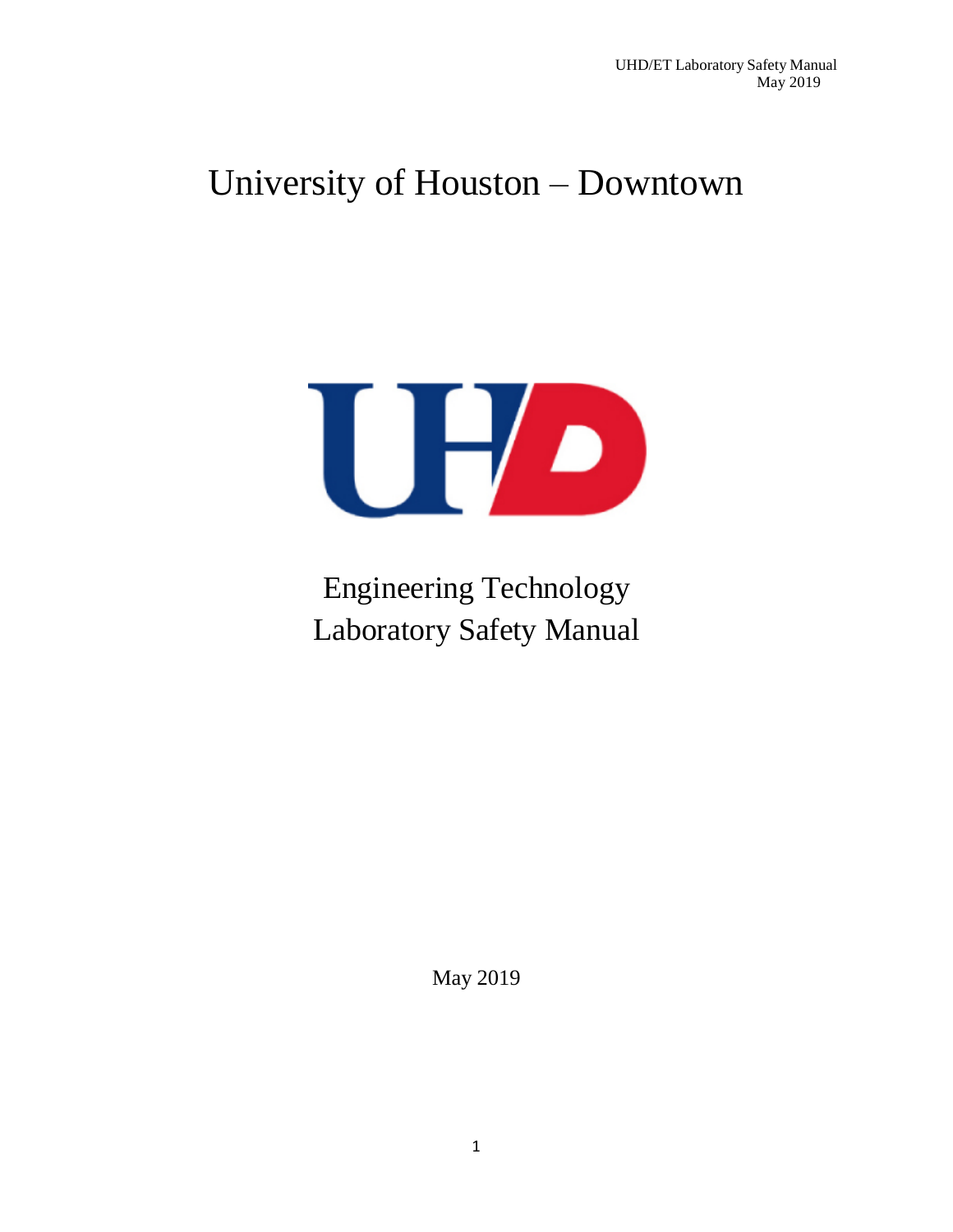# University of Houston – Downtown

## Engineering Technology
## Laboratory Safety Manual

May 2019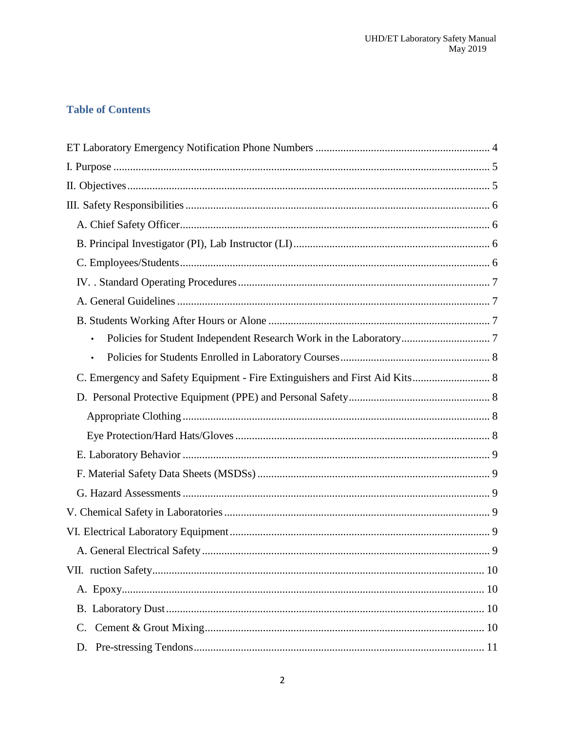## Table of Contents

ET Laboratory Emergency Notification Phone Numbers ............................................................. 4

I. Purpose ...................................................................................................................... 5

II. Objectives ................................................................................................................. 5

III. Safety Responsibilities ............................................................................................ 6

- A. Chief Safety Officer ............................................................................................. 6
- B. Principal Investigator (PI), Lab Instructor (LI) ..................................................... 6
- C. Employees/Students .............................................................................................. 6
- IV. . Standard Operating Procedures ......................................................................... 7
- A. General Guidelines ............................................................................................... 7
- B. Students Working After Hours or Alone .............................................................. 7
  - Policies for Student Independent Research Work in the Laboratory ................................ 7
  - Policies for Students Enrolled in Laboratory Courses ..................................................... 8
- C. Emergency and Safety Equipment - Fire Extinguishers and First Aid Kits ........................... 8
- D. Personal Protective Equipment (PPE) and Personal Safety .................................................. 8
  - Appropriate Clothing ............................................................................................ 8
  - Eye Protection/Hard Hats/Gloves .......................................................................... 8
- E. Laboratory Behavior ............................................................................................. 9
- F. Material Safety Data Sheets (MSDSs) ................................................................... 9
- G. Hazard Assessments ............................................................................................. 9

V. Chemical Safety in Laboratories .............................................................................. 9

VI. Electrical Laboratory Equipment ............................................................................ 9

- A. General Electrical Safety ...................................................................................... 9

VII. ruction Safety ...................................................................................................... 10

- A. Epoxy .................................................................................................................. 10
- B. Laboratory Dust ................................................................................................... 10
- C. Cement & Grout Mixing ...................................................................................... 10
- D. Pre-stressing Tendons ......................................................................................... 11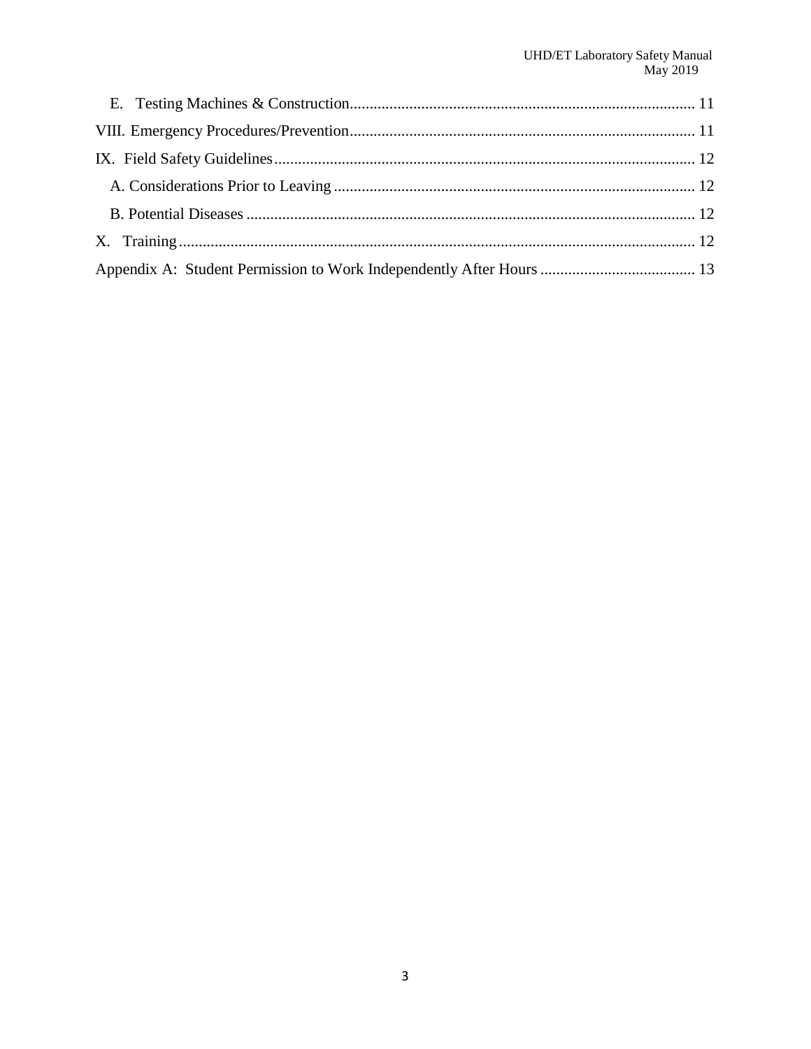E. Testing Machines & Construction....................................................................................... 11

VIII. Emergency Procedures/Prevention....................................................................................... 11

IX. Field Safety Guidelines.......................................................................................................... 12

A. Considerations Prior to Leaving ........................................................................................... 12

B. Potential Diseases ................................................................................................................. 12

X. Training.................................................................................................................................. 12

Appendix A: Student Permission to Work Independently After Hours ....................................... 13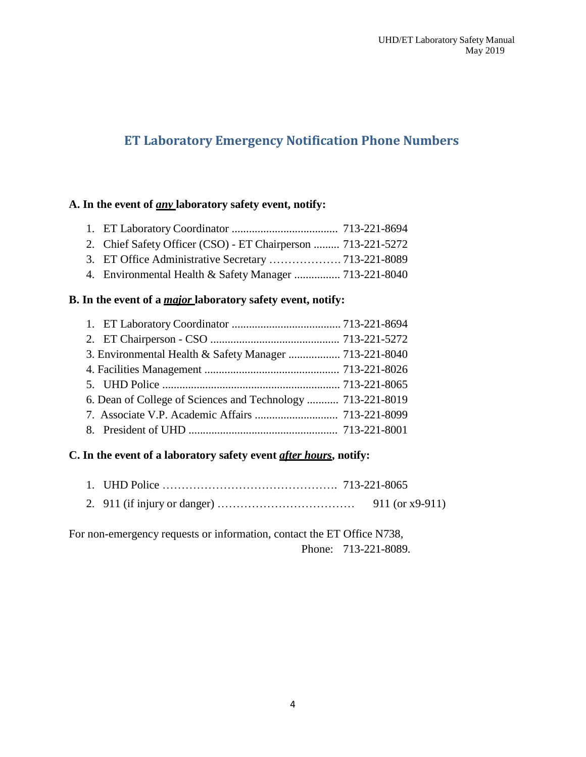# ET Laboratory Emergency Notification Phone Numbers

**A. In the event of *<u>any</u>* laboratory safety event, notify:**

1. ET Laboratory Coordinator ..................................... 713-221-8694
2. Chief Safety Officer (CSO) - ET Chairperson ......... 713-221-5272
3. ET Office Administrative Secretary ………………. 713-221-8089
4. Environmental Health & Safety Manager ................ 713-221-8040

**B. In the event of a *<u>major</u>* laboratory safety event, notify:**

1. ET Laboratory Coordinator ...................................... 713-221-8694
2. ET Chairperson - CSO ............................................. 713-221-5272
3. Environmental Health & Safety Manager .................. 713-221-8040
4. Facilities Management ............................................... 713-221-8026
5. UHD Police ............................................................. 713-221-8065
6. Dean of College of Sciences and Technology ........... 713-221-8019
7. Associate V.P. Academic Affairs ............................. 713-221-8099
8. President of UHD .................................................... 713-221-8001

**C. In the event of a laboratory safety event *<u>after hours</u>*, notify:**

1. UHD Police ………………………………………. 713-221-8065
2. 911 (if injury or danger) ……………………………… 911 (or x9-911)

For non-emergency requests or information, contact the ET Office N738, Phone: 713-221-8089.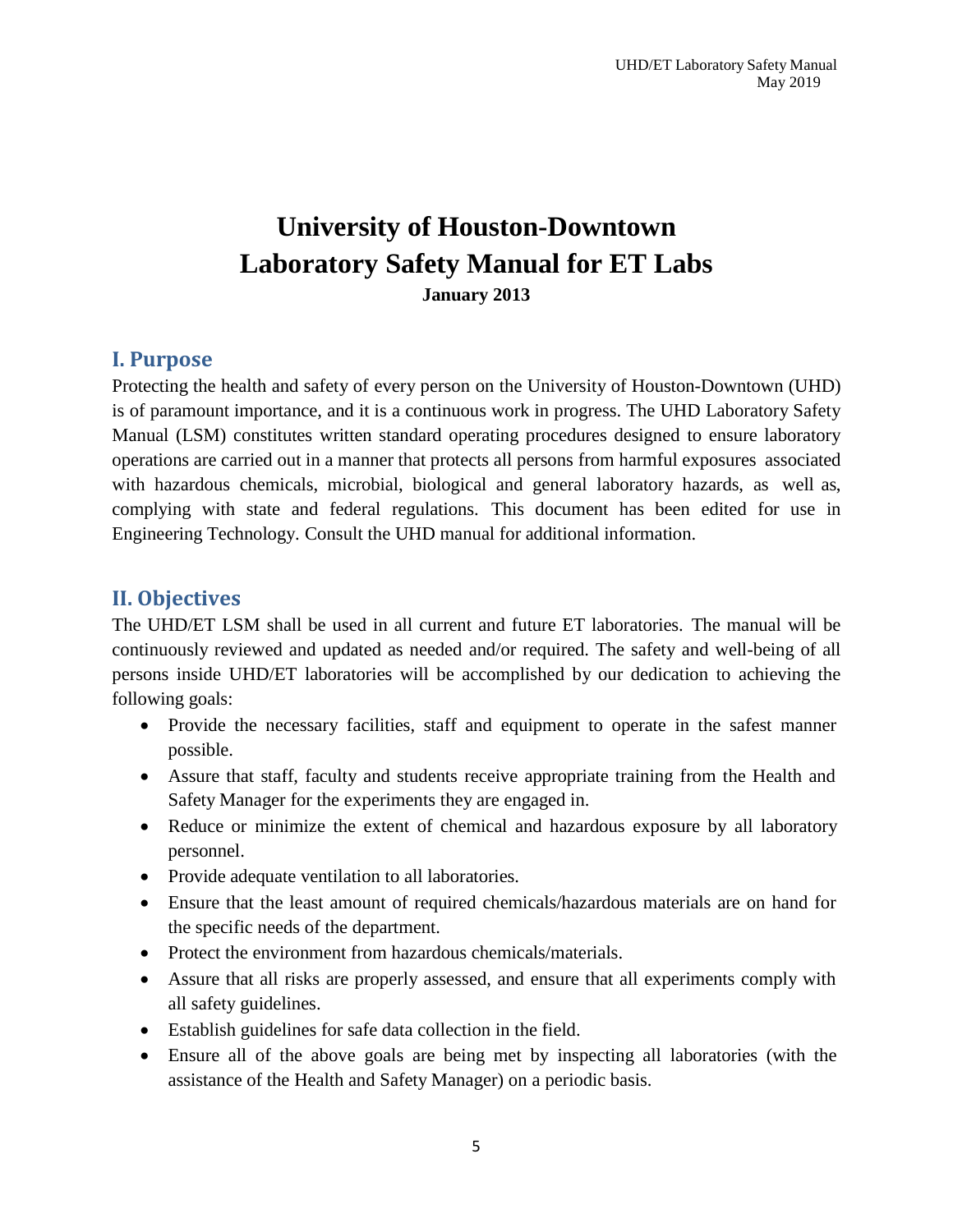# University of Houston-Downtown
# Laboratory Safety Manual for ET Labs

**January 2013**

## I. Purpose

Protecting the health and safety of every person on the University of Houston-Downtown (UHD) is of paramount importance, and it is a continuous work in progress. The UHD Laboratory Safety Manual (LSM) constitutes written standard operating procedures designed to ensure laboratory operations are carried out in a manner that protects all persons from harmful exposures associated with hazardous chemicals, microbial, biological and general laboratory hazards, as well as, complying with state and federal regulations. This document has been edited for use in Engineering Technology. Consult the UHD manual for additional information.

## II. Objectives

The UHD/ET LSM shall be used in all current and future ET laboratories. The manual will be continuously reviewed and updated as needed and/or required. The safety and well-being of all persons inside UHD/ET laboratories will be accomplished by our dedication to achieving the following goals:

- Provide the necessary facilities, staff and equipment to operate in the safest manner possible.
- Assure that staff, faculty and students receive appropriate training from the Health and Safety Manager for the experiments they are engaged in.
- Reduce or minimize the extent of chemical and hazardous exposure by all laboratory personnel.
- Provide adequate ventilation to all laboratories.
- Ensure that the least amount of required chemicals/hazardous materials are on hand for the specific needs of the department.
- Protect the environment from hazardous chemicals/materials.
- Assure that all risks are properly assessed, and ensure that all experiments comply with all safety guidelines.
- Establish guidelines for safe data collection in the field.
- Ensure all of the above goals are being met by inspecting all laboratories (with the assistance of the Health and Safety Manager) on a periodic basis.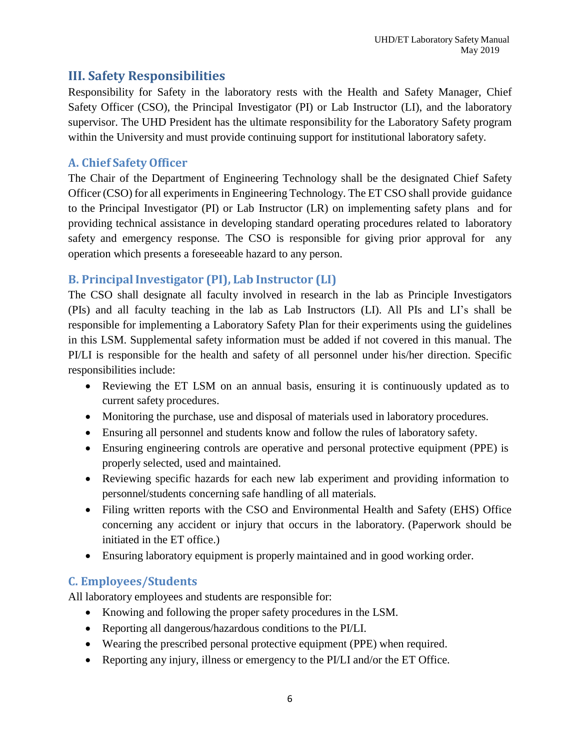## III. Safety Responsibilities

Responsibility for Safety in the laboratory rests with the Health and Safety Manager, Chief Safety Officer (CSO), the Principal Investigator (PI) or Lab Instructor (LI), and the laboratory supervisor. The UHD President has the ultimate responsibility for the Laboratory Safety program within the University and must provide continuing support for institutional laboratory safety.

### A. Chief Safety Officer

The Chair of the Department of Engineering Technology shall be the designated Chief Safety Officer (CSO) for all experiments in Engineering Technology. The ET CSO shall provide guidance to the Principal Investigator (PI) or Lab Instructor (LR) on implementing safety plans and for providing technical assistance in developing standard operating procedures related to laboratory safety and emergency response. The CSO is responsible for giving prior approval for any operation which presents a foreseeable hazard to any person.

### B. Principal Investigator (PI), Lab Instructor (LI)

The CSO shall designate all faculty involved in research in the lab as Principle Investigators (PIs) and all faculty teaching in the lab as Lab Instructors (LI). All PIs and LI's shall be responsible for implementing a Laboratory Safety Plan for their experiments using the guidelines in this LSM. Supplemental safety information must be added if not covered in this manual. The PI/LI is responsible for the health and safety of all personnel under his/her direction. Specific responsibilities include:

- Reviewing the ET LSM on an annual basis, ensuring it is continuously updated as to current safety procedures.
- Monitoring the purchase, use and disposal of materials used in laboratory procedures.
- Ensuring all personnel and students know and follow the rules of laboratory safety.
- Ensuring engineering controls are operative and personal protective equipment (PPE) is properly selected, used and maintained.
- Reviewing specific hazards for each new lab experiment and providing information to personnel/students concerning safe handling of all materials.
- Filing written reports with the CSO and Environmental Health and Safety (EHS) Office concerning any accident or injury that occurs in the laboratory. (Paperwork should be initiated in the ET office.)
- Ensuring laboratory equipment is properly maintained and in good working order.

### C. Employees/Students

All laboratory employees and students are responsible for:

- Knowing and following the proper safety procedures in the LSM.
- Reporting all dangerous/hazardous conditions to the PI/LI.
- Wearing the prescribed personal protective equipment (PPE) when required.
- Reporting any injury, illness or emergency to the PI/LI and/or the ET Office.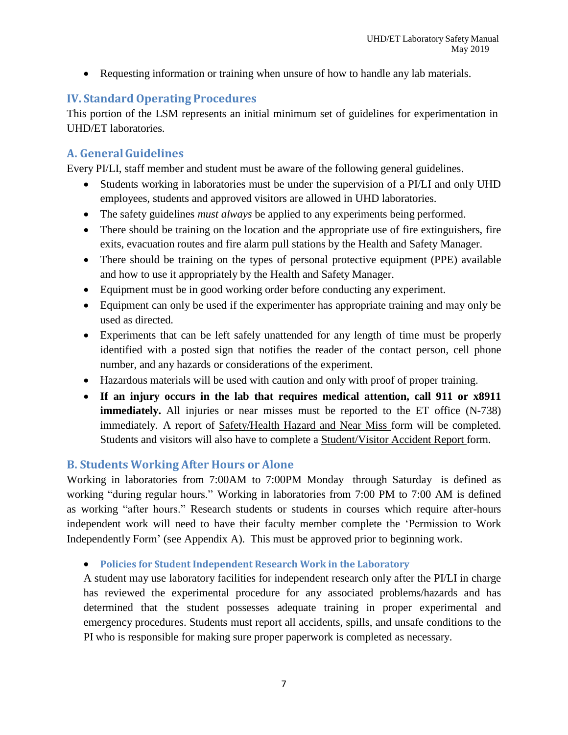- Requesting information or training when unsure of how to handle any lab materials.

## IV. Standard Operating Procedures

This portion of the LSM represents an initial minimum set of guidelines for experimentation in UHD/ET laboratories.

## A. General Guidelines

Every PI/LI, staff member and student must be aware of the following general guidelines.

- Students working in laboratories must be under the supervision of a PI/LI and only UHD employees, students and approved visitors are allowed in UHD laboratories.
- The safety guidelines *must always* be applied to any experiments being performed.
- There should be training on the location and the appropriate use of fire extinguishers, fire exits, evacuation routes and fire alarm pull stations by the Health and Safety Manager.
- There should be training on the types of personal protective equipment (PPE) available and how to use it appropriately by the Health and Safety Manager.
- Equipment must be in good working order before conducting any experiment.
- Equipment can only be used if the experimenter has appropriate training and may only be used as directed.
- Experiments that can be left safely unattended for any length of time must be properly identified with a posted sign that notifies the reader of the contact person, cell phone number, and any hazards or considerations of the experiment.
- Hazardous materials will be used with caution and only with proof of proper training.
- **If an injury occurs in the lab that requires medical attention, call 911 or x8911 immediately.** All injuries or near misses must be reported to the ET office (N-738) immediately. A report of Safety/Health Hazard and Near Miss form will be completed. Students and visitors will also have to complete a Student/Visitor Accident Report form.

## B. Students Working After Hours or Alone

Working in laboratories from 7:00AM to 7:00PM Monday through Saturday is defined as working "during regular hours." Working in laboratories from 7:00 PM to 7:00 AM is defined as working "after hours." Research students or students in courses which require after-hours independent work will need to have their faculty member complete the 'Permission to Work Independently Form' (see Appendix A). This must be approved prior to beginning work.

- **Policies for Student Independent Research Work in the Laboratory**

  A student may use laboratory facilities for independent research only after the PI/LI in charge has reviewed the experimental procedure for any associated problems/hazards and has determined that the student possesses adequate training in proper experimental and emergency procedures. Students must report all accidents, spills, and unsafe conditions to the PI who is responsible for making sure proper paperwork is completed as necessary.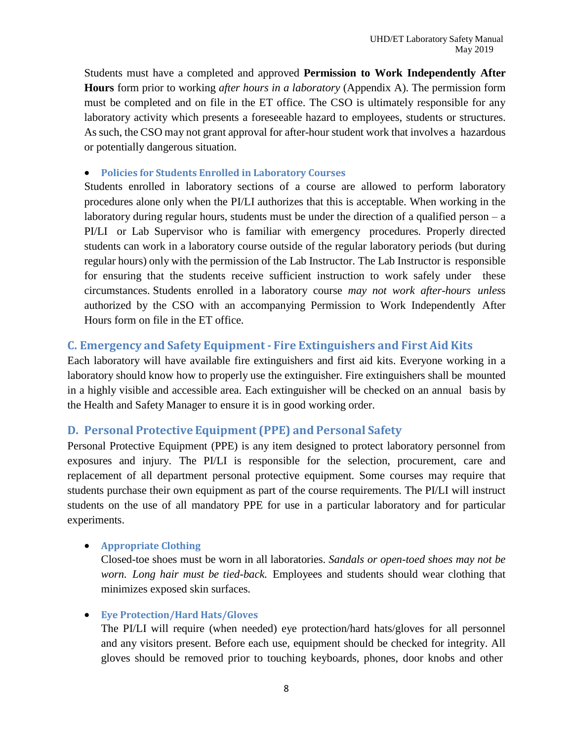Students must have a completed and approved **Permission to Work Independently After Hours** form prior to working *after hours in a laboratory* (Appendix A). The permission form must be completed and on file in the ET office. The CSO is ultimately responsible for any laboratory activity which presents a foreseeable hazard to employees, students or structures. As such, the CSO may not grant approval for after-hour student work that involves a hazardous or potentially dangerous situation.

- **Policies for Students Enrolled in Laboratory Courses**

Students enrolled in laboratory sections of a course are allowed to perform laboratory procedures alone only when the PI/LI authorizes that this is acceptable. When working in the laboratory during regular hours, students must be under the direction of a qualified person – a PI/LI or Lab Supervisor who is familiar with emergency procedures. Properly directed students can work in a laboratory course outside of the regular laboratory periods (but during regular hours) only with the permission of the Lab Instructor. The Lab Instructor is responsible for ensuring that the students receive sufficient instruction to work safely under these circumstances. Students enrolled in a laboratory course *may not work after-hours unles*s authorized by the CSO with an accompanying Permission to Work Independently After Hours form on file in the ET office.

## C. Emergency and Safety Equipment - Fire Extinguishers and First Aid Kits

Each laboratory will have available fire extinguishers and first aid kits. Everyone working in a laboratory should know how to properly use the extinguisher. Fire extinguishers shall be mounted in a highly visible and accessible area. Each extinguisher will be checked on an annual basis by the Health and Safety Manager to ensure it is in good working order.

## D. Personal Protective Equipment (PPE) and Personal Safety

Personal Protective Equipment (PPE) is any item designed to protect laboratory personnel from exposures and injury. The PI/LI is responsible for the selection, procurement, care and replacement of all department personal protective equipment. Some courses may require that students purchase their own equipment as part of the course requirements. The PI/LI will instruct students on the use of all mandatory PPE for use in a particular laboratory and for particular experiments.

- **Appropriate Clothing**

  Closed-toe shoes must be worn in all laboratories. *Sandals or open-toed shoes may not be worn. Long hair must be tied-back.* Employees and students should wear clothing that minimizes exposed skin surfaces.

- **Eye Protection/Hard Hats/Gloves**

  The PI/LI will require (when needed) eye protection/hard hats/gloves for all personnel and any visitors present. Before each use, equipment should be checked for integrity. All gloves should be removed prior to touching keyboards, phones, door knobs and other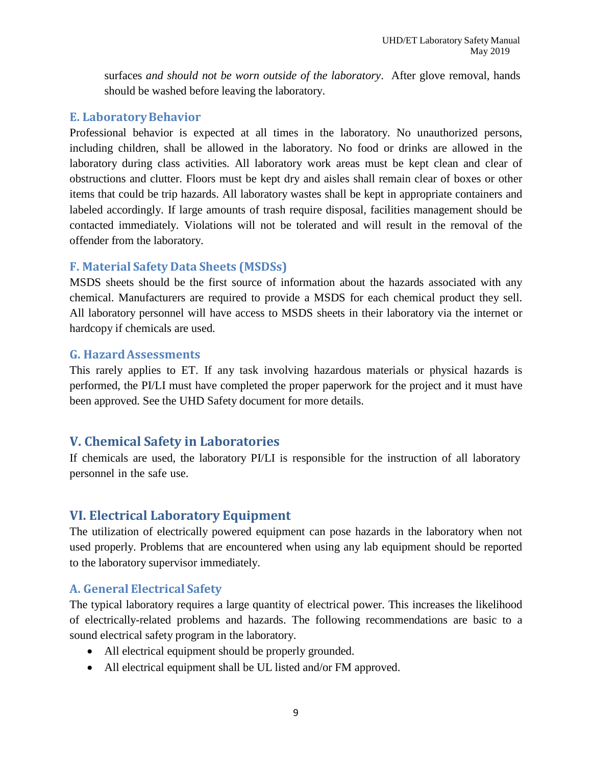surfaces *and should not be worn outside of the laboratory*. After glove removal, hands should be washed before leaving the laboratory.

### E. Laboratory Behavior

Professional behavior is expected at all times in the laboratory. No unauthorized persons, including children, shall be allowed in the laboratory. No food or drinks are allowed in the laboratory during class activities. All laboratory work areas must be kept clean and clear of obstructions and clutter. Floors must be kept dry and aisles shall remain clear of boxes or other items that could be trip hazards. All laboratory wastes shall be kept in appropriate containers and labeled accordingly. If large amounts of trash require disposal, facilities management should be contacted immediately. Violations will not be tolerated and will result in the removal of the offender from the laboratory.

### F. Material Safety Data Sheets (MSDSs)

MSDS sheets should be the first source of information about the hazards associated with any chemical. Manufacturers are required to provide a MSDS for each chemical product they sell. All laboratory personnel will have access to MSDS sheets in their laboratory via the internet or hardcopy if chemicals are used.

### G. Hazard Assessments

This rarely applies to ET. If any task involving hazardous materials or physical hazards is performed, the PI/LI must have completed the proper paperwork for the project and it must have been approved. See the UHD Safety document for more details.

## V. Chemical Safety in Laboratories

If chemicals are used, the laboratory PI/LI is responsible for the instruction of all laboratory personnel in the safe use.

## VI. Electrical Laboratory Equipment

The utilization of electrically powered equipment can pose hazards in the laboratory when not used properly. Problems that are encountered when using any lab equipment should be reported to the laboratory supervisor immediately.

### A. General Electrical Safety

The typical laboratory requires a large quantity of electrical power. This increases the likelihood of electrically-related problems and hazards. The following recommendations are basic to a sound electrical safety program in the laboratory.

- All electrical equipment should be properly grounded.
- All electrical equipment shall be UL listed and/or FM approved.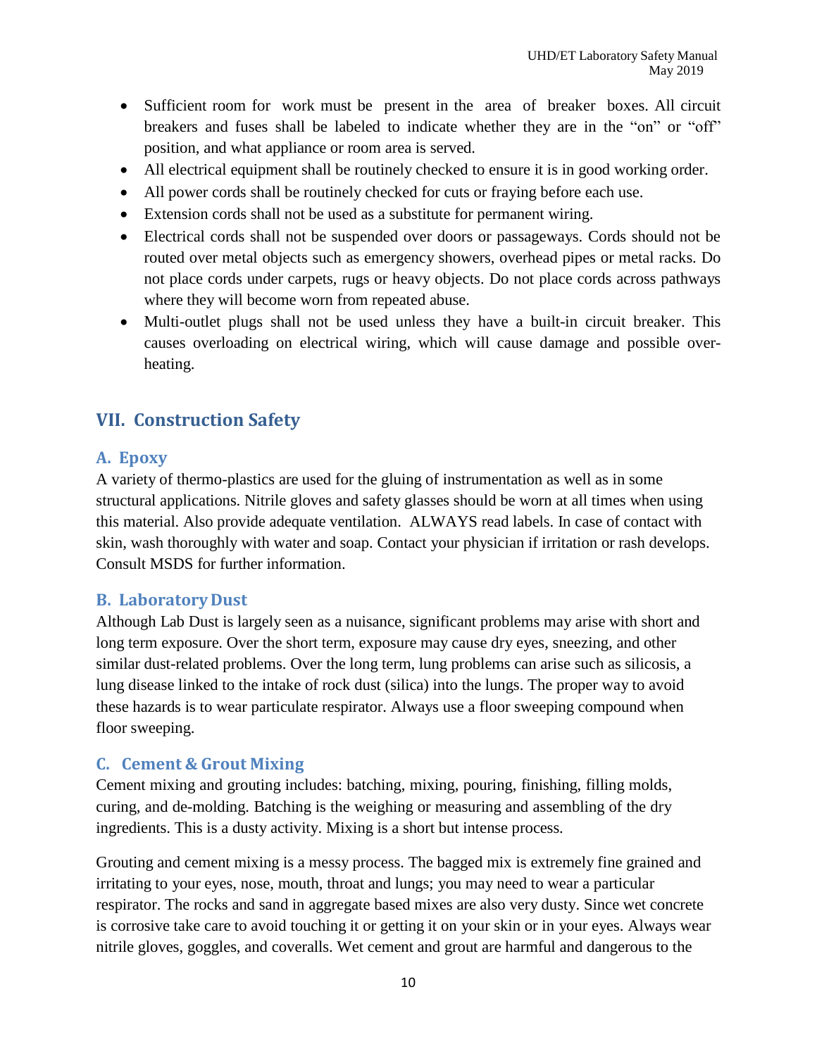- Sufficient room for work must be present in the area of breaker boxes. All circuit breakers and fuses shall be labeled to indicate whether they are in the "on" or "off" position, and what appliance or room area is served.
- All electrical equipment shall be routinely checked to ensure it is in good working order.
- All power cords shall be routinely checked for cuts or fraying before each use.
- Extension cords shall not be used as a substitute for permanent wiring.
- Electrical cords shall not be suspended over doors or passageways. Cords should not be routed over metal objects such as emergency showers, overhead pipes or metal racks. Do not place cords under carpets, rugs or heavy objects. Do not place cords across pathways where they will become worn from repeated abuse.
- Multi-outlet plugs shall not be used unless they have a built-in circuit breaker. This causes overloading on electrical wiring, which will cause damage and possible over-heating.

## VII. Construction Safety

### A. Epoxy

A variety of thermo-plastics are used for the gluing of instrumentation as well as in some structural applications. Nitrile gloves and safety glasses should be worn at all times when using this material. Also provide adequate ventilation. ALWAYS read labels. In case of contact with skin, wash thoroughly with water and soap. Contact your physician if irritation or rash develops. Consult MSDS for further information.

### B. Laboratory Dust

Although Lab Dust is largely seen as a nuisance, significant problems may arise with short and long term exposure. Over the short term, exposure may cause dry eyes, sneezing, and other similar dust-related problems. Over the long term, lung problems can arise such as silicosis, a lung disease linked to the intake of rock dust (silica) into the lungs. The proper way to avoid these hazards is to wear particulate respirator. Always use a floor sweeping compound when floor sweeping.

### C. Cement & Grout Mixing

Cement mixing and grouting includes: batching, mixing, pouring, finishing, filling molds, curing, and de-molding. Batching is the weighing or measuring and assembling of the dry ingredients. This is a dusty activity. Mixing is a short but intense process.

Grouting and cement mixing is a messy process. The bagged mix is extremely fine grained and irritating to your eyes, nose, mouth, throat and lungs; you may need to wear a particular respirator. The rocks and sand in aggregate based mixes are also very dusty. Since wet concrete is corrosive take care to avoid touching it or getting it on your skin or in your eyes. Always wear nitrile gloves, goggles, and coveralls. Wet cement and grout are harmful and dangerous to the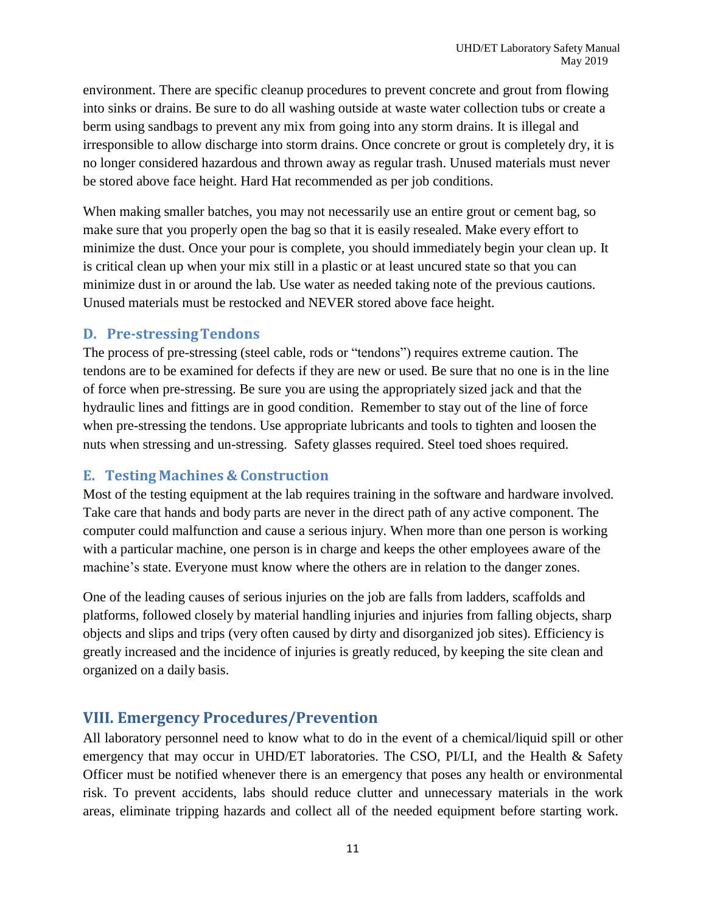environment. There are specific cleanup procedures to prevent concrete and grout from flowing into sinks or drains. Be sure to do all washing outside at waste water collection tubs or create a berm using sandbags to prevent any mix from going into any storm drains. It is illegal and irresponsible to allow discharge into storm drains. Once concrete or grout is completely dry, it is no longer considered hazardous and thrown away as regular trash. Unused materials must never be stored above face height. Hard Hat recommended as per job conditions.

When making smaller batches, you may not necessarily use an entire grout or cement bag, so make sure that you properly open the bag so that it is easily resealed. Make every effort to minimize the dust. Once your pour is complete, you should immediately begin your clean up. It is critical clean up when your mix still in a plastic or at least uncured state so that you can minimize dust in or around the lab. Use water as needed taking note of the previous cautions. Unused materials must be restocked and NEVER stored above face height.

### D. Pre-stressing Tendons

The process of pre-stressing (steel cable, rods or "tendons") requires extreme caution. The tendons are to be examined for defects if they are new or used. Be sure that no one is in the line of force when pre-stressing. Be sure you are using the appropriately sized jack and that the hydraulic lines and fittings are in good condition. Remember to stay out of the line of force when pre-stressing the tendons. Use appropriate lubricants and tools to tighten and loosen the nuts when stressing and un-stressing. Safety glasses required. Steel toed shoes required.

### E. Testing Machines & Construction

Most of the testing equipment at the lab requires training in the software and hardware involved. Take care that hands and body parts are never in the direct path of any active component. The computer could malfunction and cause a serious injury. When more than one person is working with a particular machine, one person is in charge and keeps the other employees aware of the machine's state. Everyone must know where the others are in relation to the danger zones.

One of the leading causes of serious injuries on the job are falls from ladders, scaffolds and platforms, followed closely by material handling injuries and injuries from falling objects, sharp objects and slips and trips (very often caused by dirty and disorganized job sites). Efficiency is greatly increased and the incidence of injuries is greatly reduced, by keeping the site clean and organized on a daily basis.

## VIII. Emergency Procedures/Prevention

All laboratory personnel need to know what to do in the event of a chemical/liquid spill or other emergency that may occur in UHD/ET laboratories. The CSO, PI/LI, and the Health & Safety Officer must be notified whenever there is an emergency that poses any health or environmental risk. To prevent accidents, labs should reduce clutter and unnecessary materials in the work areas, eliminate tripping hazards and collect all of the needed equipment before starting work.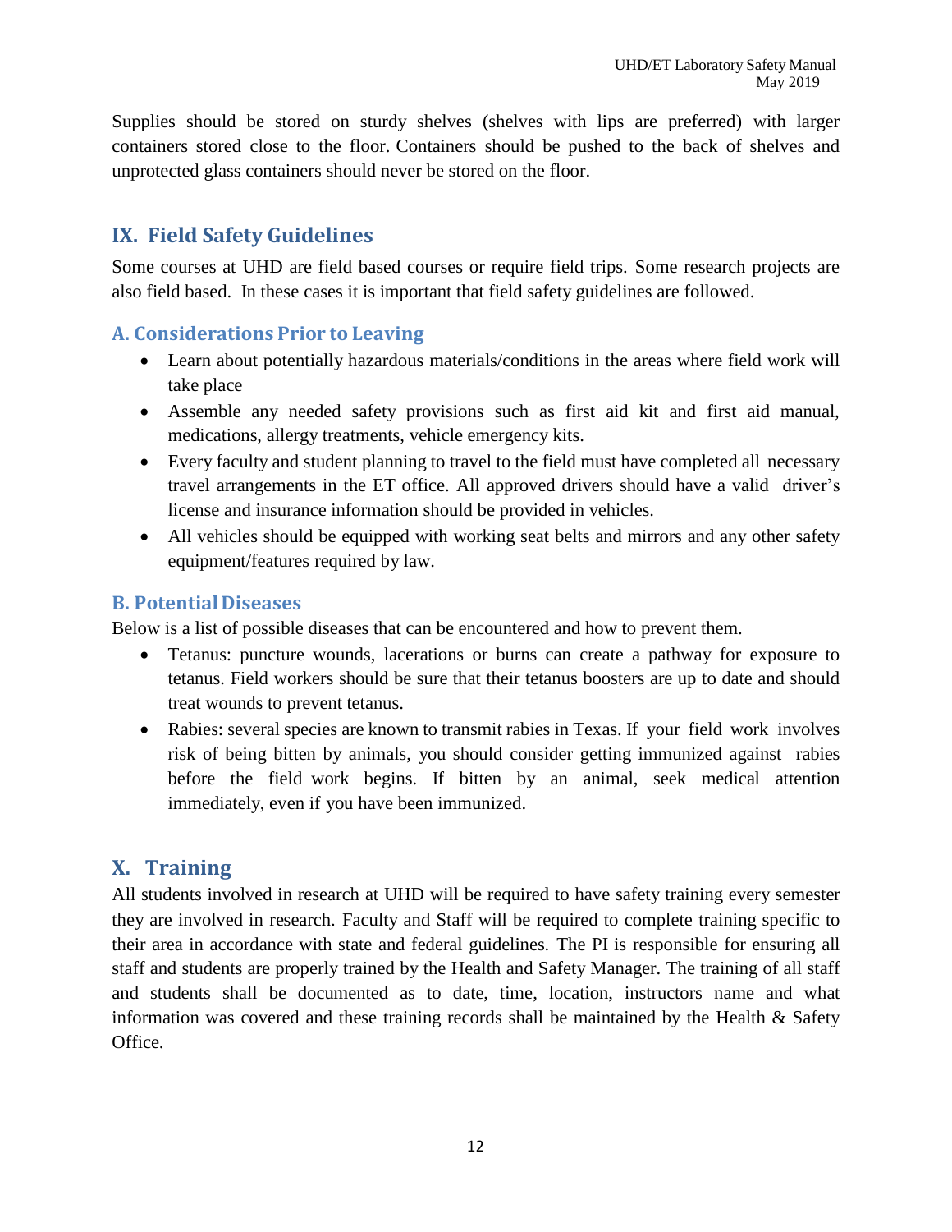Supplies should be stored on sturdy shelves (shelves with lips are preferred) with larger containers stored close to the floor. Containers should be pushed to the back of shelves and unprotected glass containers should never be stored on the floor.

## IX. Field Safety Guidelines

Some courses at UHD are field based courses or require field trips. Some research projects are also field based. In these cases it is important that field safety guidelines are followed.

### A. Considerations Prior to Leaving

- Learn about potentially hazardous materials/conditions in the areas where field work will take place
- Assemble any needed safety provisions such as first aid kit and first aid manual, medications, allergy treatments, vehicle emergency kits.
- Every faculty and student planning to travel to the field must have completed all necessary travel arrangements in the ET office. All approved drivers should have a valid driver's license and insurance information should be provided in vehicles.
- All vehicles should be equipped with working seat belts and mirrors and any other safety equipment/features required by law.

### B. Potential Diseases

Below is a list of possible diseases that can be encountered and how to prevent them.

- Tetanus: puncture wounds, lacerations or burns can create a pathway for exposure to tetanus. Field workers should be sure that their tetanus boosters are up to date and should treat wounds to prevent tetanus.
- Rabies: several species are known to transmit rabies in Texas. If your field work involves risk of being bitten by animals, you should consider getting immunized against rabies before the field work begins. If bitten by an animal, seek medical attention immediately, even if you have been immunized.

## X. Training

All students involved in research at UHD will be required to have safety training every semester they are involved in research. Faculty and Staff will be required to complete training specific to their area in accordance with state and federal guidelines. The PI is responsible for ensuring all staff and students are properly trained by the Health and Safety Manager. The training of all staff and students shall be documented as to date, time, location, instructors name and what information was covered and these training records shall be maintained by the Health & Safety Office.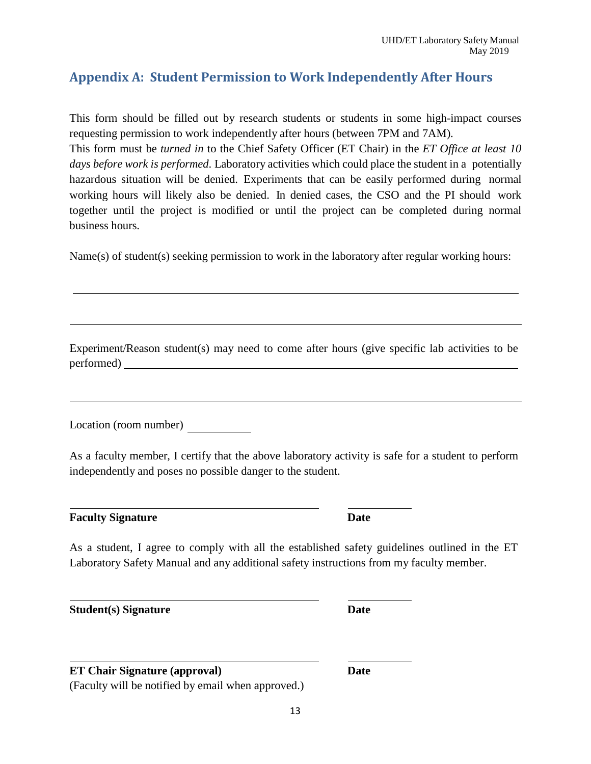## Appendix A: Student Permission to Work Independently After Hours

This form should be filled out by research students or students in some high-impact courses requesting permission to work independently after hours (between 7PM and 7AM).

This form must be *turned in* to the Chief Safety Officer (ET Chair) in the *ET Office at least 10 days before work is performed*. Laboratory activities which could place the student in a potentially hazardous situation will be denied. Experiments that can be easily performed during normal working hours will likely also be denied. In denied cases, the CSO and the PI should work together until the project is modified or until the project can be completed during normal business hours.

Name(s) of student(s) seeking permission to work in the laboratory after regular working hours:

______________________________________________________________________________

______________________________________________________________________________

Experiment/Reason student(s) may need to come after hours (give specific lab activities to be performed) ____________________________________________________________

______________________________________________________________________________

Location (room number) ___________

As a faculty member, I certify that the above laboratory activity is safe for a student to perform independently and poses no possible danger to the student.

_____________________________________________ ___________

**Faculty Signature** **Date**

As a student, I agree to comply with all the established safety guidelines outlined in the ET Laboratory Safety Manual and any additional safety instructions from my faculty member.

_____________________________________________ ___________

**Student(s) Signature** **Date**

_____________________________________________ ___________

**ET Chair Signature (approval)** **Date**

(Faculty will be notified by email when approved.)